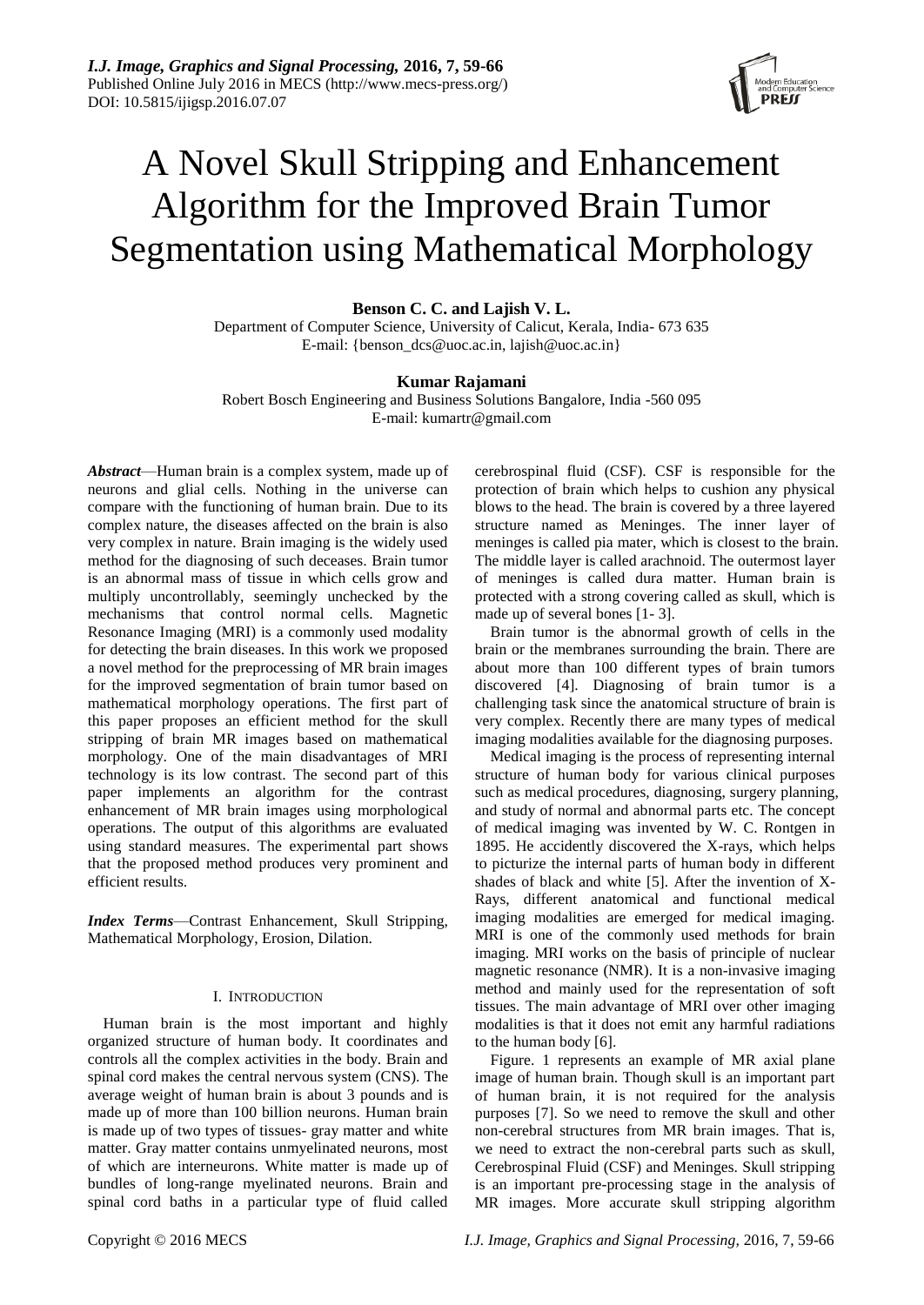# A Novel Skull Stripping and Enhancement Algorithm for the Improved Brain Tumor Segmentation using Mathematical Morphology

**Benson C. C. and Lajish V. L.**

Department of Computer Science, University of Calicut, Kerala, India- 673 635
E-mail: {benson_dcs@uoc.ac.in, lajish@uoc.ac.in}

**Kumar Rajamani**

Robert Bosch Engineering and Business Solutions Bangalore, India -560 095
E-mail: kumartr@gmail.com

***Abstract*—**Human brain is a complex system, made up of neurons and glial cells. Nothing in the universe can compare with the functioning of human brain. Due to its complex nature, the diseases affected on the brain is also very complex in nature. Brain imaging is the widely used method for the diagnosing of such deceases. Brain tumor is an abnormal mass of tissue in which cells grow and multiply uncontrollably, seemingly unchecked by the mechanisms that control normal cells. Magnetic Resonance Imaging (MRI) is a commonly used modality for detecting the brain diseases. In this work we proposed a novel method for the preprocessing of MR brain images for the improved segmentation of brain tumor based on mathematical morphology operations. The first part of this paper proposes an efficient method for the skull stripping of brain MR images based on mathematical morphology. One of the main disadvantages of MRI technology is its low contrast. The second part of this paper implements an algorithm for the contrast enhancement of MR brain images using morphological operations. The output of this algorithms are evaluated using standard measures. The experimental part shows that the proposed method produces very prominent and efficient results.

***Index Terms*—**Contrast Enhancement, Skull Stripping, Mathematical Morphology, Erosion, Dilation.

## I. Introduction

Human brain is the most important and highly organized structure of human body. It coordinates and controls all the complex activities in the body. Brain and spinal cord makes the central nervous system (CNS). The average weight of human brain is about 3 pounds and is made up of more than 100 billion neurons. Human brain is made up of two types of tissues- gray matter and white matter. Gray matter contains unmyelinated neurons, most of which are interneurons. White matter is made up of bundles of long-range myelinated neurons. Brain and spinal cord baths in a particular type of fluid called cerebrospinal fluid (CSF). CSF is responsible for the protection of brain which helps to cushion any physical blows to the head. The brain is covered by a three layered structure named as Meninges. The inner layer of meninges is called pia mater, which is closest to the brain. The middle layer is called arachnoid. The outermost layer of meninges is called dura matter. Human brain is protected with a strong covering called as skull, which is made up of several bones [1- 3].

Brain tumor is the abnormal growth of cells in the brain or the membranes surrounding the brain. There are about more than 100 different types of brain tumors discovered [4]. Diagnosing of brain tumor is a challenging task since the anatomical structure of brain is very complex. Recently there are many types of medical imaging modalities available for the diagnosing purposes.

Medical imaging is the process of representing internal structure of human body for various clinical purposes such as medical procedures, diagnosing, surgery planning, and study of normal and abnormal parts etc. The concept of medical imaging was invented by W. C. Rontgen in 1895. He accidently discovered the X-rays, which helps to picturize the internal parts of human body in different shades of black and white [5]. After the invention of X-Rays, different anatomical and functional medical imaging modalities are emerged for medical imaging. MRI is one of the commonly used methods for brain imaging. MRI works on the basis of principle of nuclear magnetic resonance (NMR). It is a non-invasive imaging method and mainly used for the representation of soft tissues. The main advantage of MRI over other imaging modalities is that it does not emit any harmful radiations to the human body [6].

Figure. 1 represents an example of MR axial plane image of human brain. Though skull is an important part of human brain, it is not required for the analysis purposes [7]. So we need to remove the skull and other non-cerebral structures from MR brain images. That is, we need to extract the non-cerebral parts such as skull, Cerebrospinal Fluid (CSF) and Meninges. Skull stripping is an important pre-processing stage in the analysis of MR images. More accurate skull stripping algorithm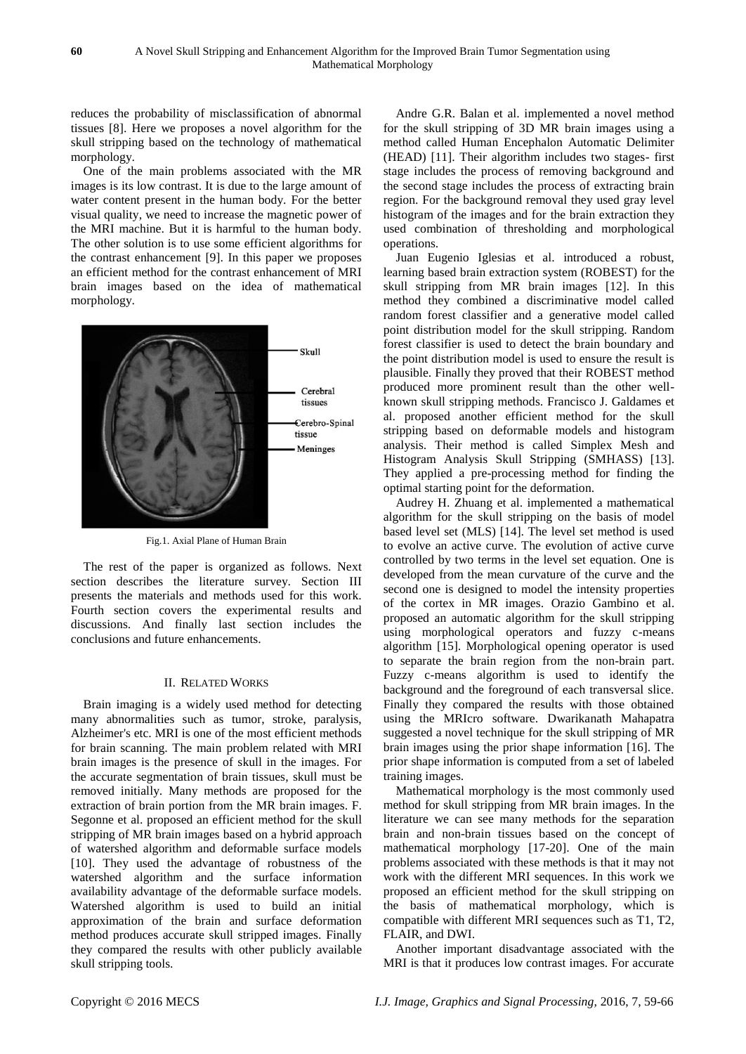reduces the probability of misclassification of abnormal tissues [8]. Here we proposes a novel algorithm for the skull stripping based on the technology of mathematical morphology.

One of the main problems associated with the MR images is its low contrast. It is due to the large amount of water content present in the human body. For the better visual quality, we need to increase the magnetic power of the MRI machine. But it is harmful to the human body. The other solution is to use some efficient algorithms for the contrast enhancement [9]. In this paper we proposes an efficient method for the contrast enhancement of MRI brain images based on the idea of mathematical morphology.

Fig.1. Axial Plane of Human Brain

The rest of the paper is organized as follows. Next section describes the literature survey. Section III presents the materials and methods used for this work. Fourth section covers the experimental results and discussions. And finally last section includes the conclusions and future enhancements.

## II. Related Works

Brain imaging is a widely used method for detecting many abnormalities such as tumor, stroke, paralysis, Alzheimer's etc. MRI is one of the most efficient methods for brain scanning. The main problem related with MRI brain images is the presence of skull in the images. For the accurate segmentation of brain tissues, skull must be removed initially. Many methods are proposed for the extraction of brain portion from the MR brain images. F. Segonne et al. proposed an efficient method for the skull stripping of MR brain images based on a hybrid approach of watershed algorithm and deformable surface models [10]. They used the advantage of robustness of the watershed algorithm and the surface information availability advantage of the deformable surface models. Watershed algorithm is used to build an initial approximation of the brain and surface deformation method produces accurate skull stripped images. Finally they compared the results with other publicly available skull stripping tools.

Andre G.R. Balan et al. implemented a novel method for the skull stripping of 3D MR brain images using a method called Human Encephalon Automatic Delimiter (HEAD) [11]. Their algorithm includes two stages- first stage includes the process of removing background and the second stage includes the process of extracting brain region. For the background removal they used gray level histogram of the images and for the brain extraction they used combination of thresholding and morphological operations.

Juan Eugenio Iglesias et al. introduced a robust, learning based brain extraction system (ROBEST) for the skull stripping from MR brain images [12]. In this method they combined a discriminative model called random forest classifier and a generative model called point distribution model for the skull stripping. Random forest classifier is used to detect the brain boundary and the point distribution model is used to ensure the result is plausible. Finally they proved that their ROBEST method produced more prominent result than the other well-known skull stripping methods. Francisco J. Galdames et al. proposed another efficient method for the skull stripping based on deformable models and histogram analysis. Their method is called Simplex Mesh and Histogram Analysis Skull Stripping (SMHASS) [13]. They applied a pre-processing method for finding the optimal starting point for the deformation.

Audrey H. Zhuang et al. implemented a mathematical algorithm for the skull stripping on the basis of model based level set (MLS) [14]. The level set method is used to evolve an active curve. The evolution of active curve controlled by two terms in the level set equation. One is developed from the mean curvature of the curve and the second one is designed to model the intensity properties of the cortex in MR images. Orazio Gambino et al. proposed an automatic algorithm for the skull stripping using morphological operators and fuzzy c-means algorithm [15]. Morphological opening operator is used to separate the brain region from the non-brain part. Fuzzy c-means algorithm is used to identify the background and the foreground of each transversal slice. Finally they compared the results with those obtained using the MRIcro software. Dwarikanath Mahapatra suggested a novel technique for the skull stripping of MR brain images using the prior shape information [16]. The prior shape information is computed from a set of labeled training images.

Mathematical morphology is the most commonly used method for skull stripping from MR brain images. In the literature we can see many methods for the separation brain and non-brain tissues based on the concept of mathematical morphology [17-20]. One of the main problems associated with these methods is that it may not work with the different MRI sequences. In this work we proposed an efficient method for the skull stripping on the basis of mathematical morphology, which is compatible with different MRI sequences such as T1, T2, FLAIR, and DWI.

Another important disadvantage associated with the MRI is that it produces low contrast images. For accurate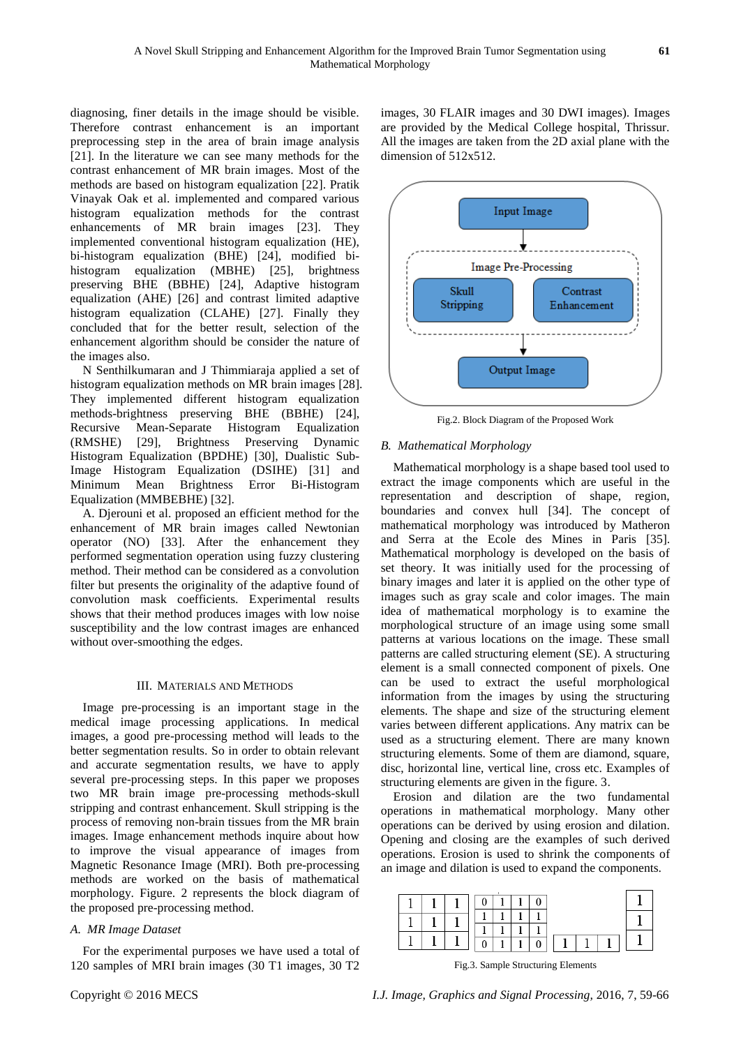diagnosing, finer details in the image should be visible. Therefore contrast enhancement is an important preprocessing step in the brain image analysis [21]. In the literature we can see many methods for the contrast enhancement of MR brain images. Most of the methods are based on histogram equalization [22]. Pratik Vinayak Oak et al. implemented and compared various histogram equalization methods for the contrast enhancements of MR brain images [23]. They implemented conventional histogram equalization (HE), bi-histogram equalization (BHE) [24], modified bi-histogram equalization (MBHE) [25], brightness preserving BHE (BBHE) [24], Adaptive histogram equalization (AHE) [26] and contrast limited adaptive histogram equalization (CLAHE) [27]. Finally they concluded that for the better result, selection of the enhancement algorithm should be consider the nature of the images also.

N Senthilkumaran and J Thimmiaraja applied a set of histogram equalization methods on MR brain images [28]. They implemented different histogram equalization methods-brightness preserving BHE (BBHE) [24], Recursive Mean-Separate Histogram Equalization (RMSHE) [29], Brightness Preserving Dynamic Histogram Equalization (BPDHE) [30], Dualistic Sub-Image Histogram Equalization (DSIHE) [31] and Minimum Mean Brightness Error Bi-Histogram Equalization (MMBEBHE) [32].

A. Djerouni et al. proposed an efficient method for the enhancement of MR brain images called Newtonian operator (NO) [33]. After the enhancement they performed segmentation operation using fuzzy clustering method. Their method can be considered as a convolution filter but presents the originality of the adaptive found of convolution mask coefficients. Experimental results shows that their method produces images with low noise susceptibility and the low contrast images are enhanced without over-smoothing the edges.

## III. Materials and Methods

Image pre-processing is an important stage in the medical image processing applications. In medical images, a good pre-processing method will leads to the better segmentation results. So in order to obtain relevant and accurate segmentation results, we have to apply several pre-processing steps. In this paper we proposes two MR brain image pre-processing methods-skull stripping and contrast enhancement. Skull stripping is the process of removing non-brain tissues from the MR brain images. Image enhancement methods inquire about how to improve the visual appearance of images from Magnetic Resonance Image (MRI). Both pre-processing methods are worked on the basis of mathematical morphology. Figure. 2 represents the block diagram of the proposed pre-processing method.

### *A. MR Image Dataset*

For the experimental purposes we have used a total of 120 samples of MRI brain images (30 T1 images, 30 T2 images, 30 FLAIR images and 30 DWI images). Images are provided by the Medical College hospital, Thrissur. All the images are taken from the 2D axial plane with the dimension of 512x512.

Input Image → Image Pre-Processing (Skull Stripping, Contrast Enhancement) → Output Image

Fig.2. Block Diagram of the Proposed Work

### *B. Mathematical Morphology*

Mathematical morphology is a shape based tool used to extract the image components which are useful in the representation and description of shape, region, boundaries and convex hull [34]. The concept of mathematical morphology was introduced by Matheron and Serra at the Ecole des Mines in Paris [35]. Mathematical morphology is developed on the basis of set theory. It was initially used for the processing of binary images and later it is applied on the other type of images such as gray scale and color images. The main idea of mathematical morphology is to examine the morphological structure of an image using some small patterns at various locations on the image. These small patterns are called structuring element (SE). A structuring element is a small connected component of pixels. One can be used to extract the useful morphological information from the images by using the structuring elements. The shape and size of the structuring element varies between different applications. Any matrix can be used as a structuring element. There are many known structuring elements. Some of them are diamond, square, disc, horizontal line, vertical line, cross etc. Examples of structuring elements are given in the figure. 3.

Erosion and dilation are the two fundamental operations in mathematical morphology. Many other operations can be derived by using erosion and dilation. Opening and closing are the examples of such derived operations. Erosion is used to shrink the components of an image and dilation is used to expand the components.

| 1 | 1 | 1 |
|---|---|---|
| 1 | 1 | 1 |
| 1 | 1 | 1 |

| 0 | 1 | 1 | 0 |
|---|---|---|---|
| 1 | 1 | 1 | 1 |
| 1 | 1 | 1 | 1 |
| 0 | 1 | 1 | 0 |

| 1 | 1 | 1 |
|---|---|---|

| 1 |
|---|
| 1 |
| 1 |

Fig.3. Sample Structuring Elements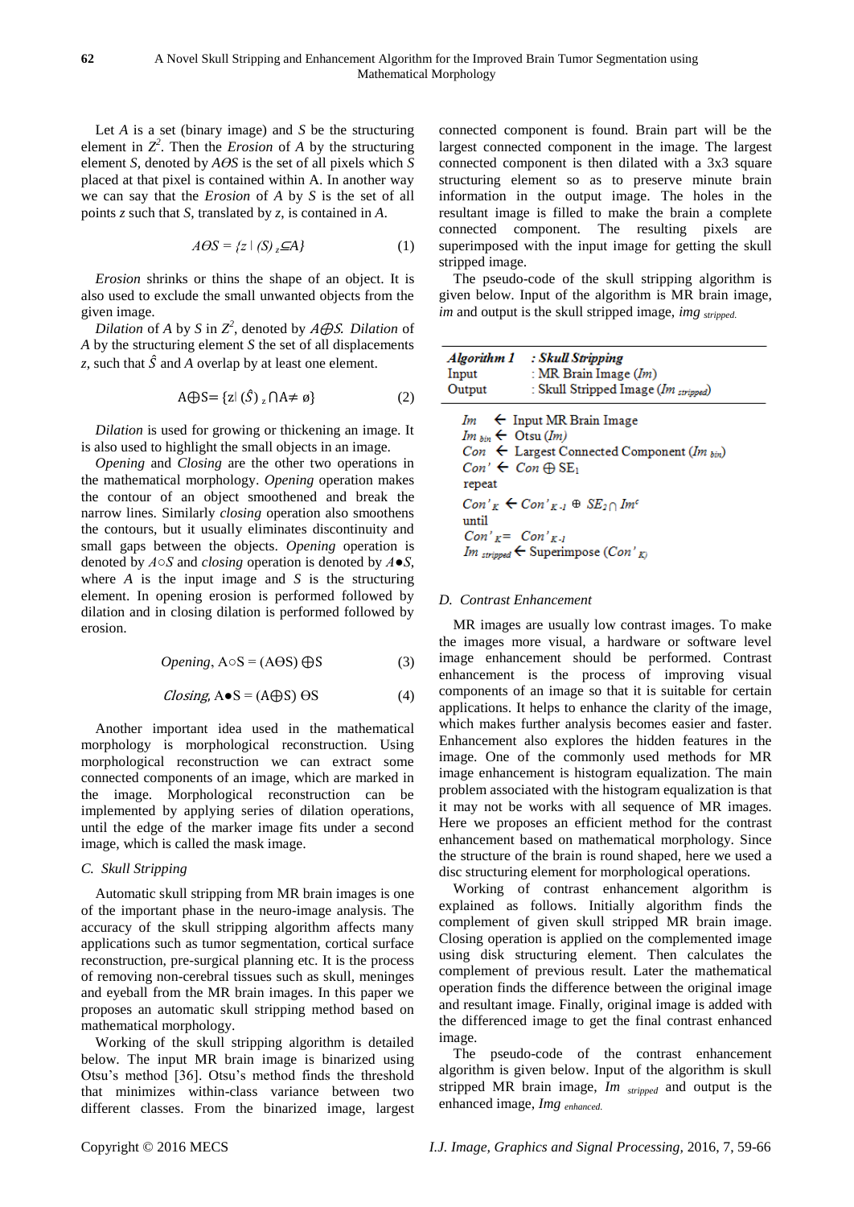Let $A$ is a set (binary image) and $S$ be the structuring element in $Z^2$. Then the *Erosion* of $A$ by the structuring element $S$, denoted by $A\Theta S$ is the set of all pixels which $S$ placed at that pixel is contained within A. In another way we can say that the *Erosion* of $A$ by $S$ is the set of all points $z$ such that $S$, translated by $z$, is contained in $A$.

$$A\Theta S = \{z \mid (S)_z \subseteq A\} \tag{1}$$

*Erosion* shrinks or thins the shape of an object. It is also used to exclude the small unwanted objects from the given image.

*Dilation* of $A$ by $S$ in $Z^2$, denoted by $A\oplus S$. *Dilation* of $A$ by the structuring element $S$ the set of all displacements $z$, such that $\hat{S}$ and $A$ overlap by at least one element.

$$A\oplus S = \{z \mid (\hat{S})_z \cap A \neq \emptyset\} \tag{2}$$

*Dilation* is used for growing or thickening an image. It is also used to highlight the small objects in an image.

*Opening* and *Closing* are the other two operations in the mathematical morphology. *Opening* operation makes the contour of an object smoothened and break the narrow lines. Similarly *closing* operation also smoothens the contours, but it usually eliminates discontinuity and small gaps between the objects. *Opening* operation is denoted by $A\circ S$ and *closing* operation is denoted by $A\bullet S$, where $A$ is the input image and $S$ is the structuring element. In opening erosion is performed followed by dilation and in closing dilation is performed followed by erosion.

$$\textit{Opening},\ A\circ S = (A\Theta S) \oplus S \tag{3}$$

$$\textit{Closing},\ A\bullet S = (A\oplus S)\ \Theta S \tag{4}$$

Another important idea used in the mathematical morphology is morphological reconstruction. Using morphological reconstruction we can extract some connected components of an image, which are marked in the image. Morphological reconstruction can be implemented by applying series of dilation operations, until the edge of the marker image fits under a second image, which is called the mask image.

### C. Skull Stripping

Automatic skull stripping from MR brain images is one of the important phase in the neuro-image analysis. The accuracy of the skull stripping algorithm affects many applications such as tumor segmentation, cortical surface reconstruction, pre-surgical planning etc. It is the process of removing non-cerebral tissues such as skull, meninges and eyeball from the MR brain images. In this paper we proposes an automatic skull stripping method based on mathematical morphology.

Working of the skull stripping algorithm is detailed below. The input MR brain image is binarized using Otsu's method [36]. Otsu's method finds the threshold that minimizes within-class variance between two different classes. From the binarized image, largest connected component is found. Brain part will be the largest connected component in the image. The largest connected component is then dilated with a 3x3 square structuring element so as to preserve minute brain information in the output image. The holes in the resultant image is filled to make the brain a complete connected component. The resulting pixels are superimposed with the input image for getting the skull stripped image.

The pseudo-code of the skull stripping algorithm is given below. Input of the algorithm is MR brain image, *im* and output is the skull stripped image, $img_{stripped}$.

| ***Algorithm 1*** | ***: Skull Stripping*** |
|---|---|
| Input | : MR Brain Image (*Im*) |
| Output | : Skull Stripped Image ($Im_{stripped}$) |

$Im$ ← Input MR Brain Image
$Im_{bin}$ ← Otsu ($Im$)
$Con$ ← Largest Connected Component ($Im_{bin}$)
$Con'$ ← $Con \oplus SE_1$
repeat
$Con'_K$ ← $Con'_{K-1} \oplus SE_2 \cap Im^c$
until
$Con'_K = Con'_{K-1}$
$Im_{stripped}$ ← Superimpose ($Con'_K$)

### D. Contrast Enhancement

MR images are usually low contrast images. To make the images more visual, a hardware or software level image enhancement should be performed. Contrast enhancement is the process of improving visual components of an image so that it is suitable for certain applications. It helps to enhance the clarity of the image, which makes further analysis becomes easier and faster. Enhancement also explores the hidden features in the image. One of the commonly used methods for MR image enhancement is histogram equalization. The main problem associated with the histogram equalization is that it may not be works with all sequence of MR images. Here we proposes an efficient method for the contrast enhancement based on mathematical morphology. Since the structure of the brain is round shaped, here we used a disc structuring element for morphological operations.

Working of contrast enhancement algorithm is explained as follows. Initially algorithm finds the complement of given skull stripped MR brain image. Closing operation is applied on the complemented image using disk structuring element. Then calculates the complement of previous result. Later the mathematical operation finds the difference between the original image and resultant image. Finally, original image is added with the differenced image to get the final contrast enhanced image.

The pseudo-code of the contrast enhancement algorithm is given below. Input of the algorithm is skull stripped MR brain image, $Im_{stripped}$ and output is the enhanced image, $Img_{enhanced}$.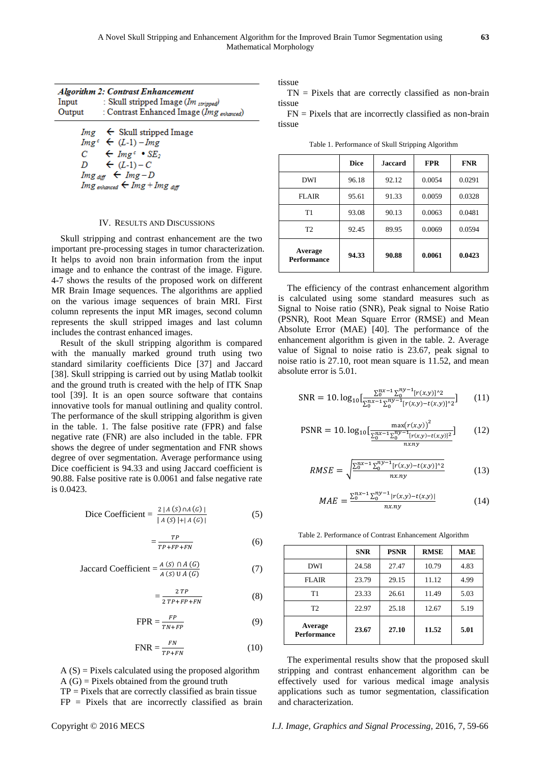**Algorithm 2: Contrast Enhancement**

Input : Skull stripped Image ($Im_{stripped}$)

Output : Contrast Enhanced Image ($Img_{enhanced}$)

$Img \leftarrow$ Skull stripped Image

$Img^c \leftarrow (L\text{-}1) - Img$

$C \leftarrow Img^c \bullet SE_2$

$D \leftarrow (L\text{-}1) - C$

$Img_{diff} \leftarrow Img - D$

$Img_{enhanced} \leftarrow Img + Img_{diff}$

## IV. Results and Discussions

Skull stripping and contrast enhancement are the two important pre-processing stages in tumor characterization. It helps to avoid non brain information from the input image and to enhance the contrast of the image. Figure. 4-7 shows the results of the proposed work on different MR Brain Image sequences. The algorithms are applied on the various image sequences of brain MRI. First column represents the input MR images, second column represents the skull stripped images and last column includes the contrast enhanced images.

Result of the skull stripping algorithm is compared with the manually marked ground truth using two standard similarity coefficients Dice [37] and Jaccard [38]. Skull stripping is carried out by using Matlab toolkit and the ground truth is created with the help of ITK Snap tool [39]. It is an open source software that contains innovative tools for manual outlining and quality control. The performance of the skull stripping algorithm is given in the table. 1. The false positive rate (FPR) and false negative rate (FNR) are also included in the table. FPR shows the degree of under segmentation and FNR shows degree of over segmentation. Average performance using Dice coefficient is 94.33 and using Jaccard coefficient is 90.88. False positive rate is 0.0061 and false negative rate is 0.0423.

$$\text{Dice Coefficient} = \frac{2\,|A\,(S) \cap A\,(G)|}{|A\,(S)| + |A\,(G)|} \tag{5}$$

$$= \frac{TP}{TP+FP+FN} \tag{6}$$

$$\text{Jaccard Coefficient} = \frac{A\,(S) \cap A\,(G)}{A\,(S) \cup A\,(G)} \tag{7}$$

$$= \frac{2\,TP}{2\,TP+FP+FN} \tag{8}$$

$$\text{FPR} = \frac{FP}{TN+FP} \tag{9}$$

$$\text{FNR} = \frac{FN}{TP+FN} \tag{10}$$

A (S) = Pixels calculated using the proposed algorithm
A (G) = Pixels obtained from the ground truth
TP = Pixels that are correctly classified as brain tissue
FP = Pixels that are incorrectly classified as brain tissue
TN = Pixels that are correctly classified as non-brain tissue
FN = Pixels that are incorrectly classified as non-brain tissue

Table 1. Performance of Skull Stripping Algorithm

| | Dice | Jaccard | FPR | FNR |
|---|---|---|---|---|
| DWI | 96.18 | 92.12 | 0.0054 | 0.0291 |
| FLAIR | 95.61 | 91.33 | 0.0059 | 0.0328 |
| T1 | 93.08 | 90.13 | 0.0063 | 0.0481 |
| T2 | 92.45 | 89.95 | 0.0069 | 0.0594 |
| **Average Performance** | **94.33** | **90.88** | **0.0061** | **0.0423** |

The efficiency of the contrast enhancement algorithm is calculated using some standard measures such as Signal to Noise ratio (SNR), Peak signal to Noise Ratio (PSNR), Root Mean Square Error (RMSE) and Mean Absolute Error (MAE) [40]. The performance of the enhancement algorithm is given in the table. 2. Average value of Signal to noise ratio is 23.67, peak signal to noise ratio is 27.10, root mean square is 11.52, and mean absolute error is 5.01.

$$\text{SNR} = 10.\log_{10}\left[\frac{\sum_0^{nx-1}\sum_0^{ny-1}[r(x,y)]^2}{\sum_0^{nx-1}\sum_0^{ny-1}[r(x,y)-t(x,y)]^2}\right] \tag{11}$$

$$\text{PSNR} = 10.\log_{10}\left[\frac{\max(r(x,y))^2}{\frac{\sum_0^{nx-1}\sum_0^{ny-1}[r(x,y)-t(x,y)]^2}{nx.ny}}\right] \tag{12}$$

$$RMSE = \sqrt{\frac{\sum_0^{nx-1}\sum_0^{ny-1}[r(x,y)-t(x,y)]^2}{nx.ny}} \tag{13}$$

$$MAE = \frac{\sum_0^{nx-1}\sum_0^{ny-1}|r(x,y)-t(x,y)|}{nx.ny} \tag{14}$$

Table 2. Performance of Contrast Enhancement Algorithm

| | SNR | PSNR | RMSE | MAE |
|---|---|---|---|---|
| DWI | 24.58 | 27.47 | 10.79 | 4.83 |
| FLAIR | 23.79 | 29.15 | 11.12 | 4.99 |
| T1 | 23.33 | 26.61 | 11.49 | 5.03 |
| T2 | 22.97 | 25.18 | 12.67 | 5.19 |
| **Average Performance** | **23.67** | **27.10** | **11.52** | **5.01** |

The experimental results show that the proposed skull stripping and contrast enhancement algorithm can be effectively used for various medical image analysis applications such as tumor segmentation, classification and characterization.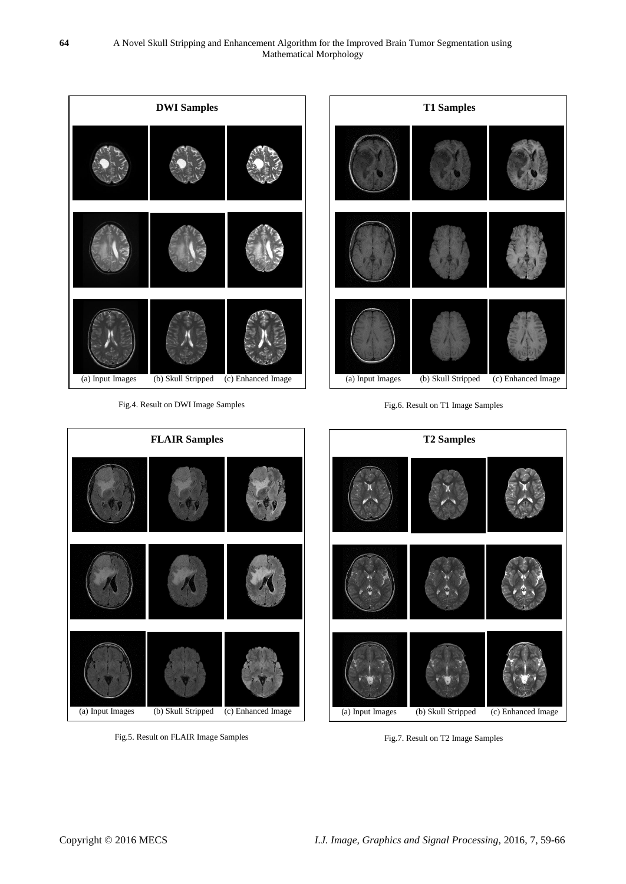**DWI Samples**

(a) Input Images (b) Skull Stripped (c) Enhanced Image

Fig.4. Result on DWI Image Samples

**T1 Samples**

(a) Input Images (b) Skull Stripped (c) Enhanced Image

Fig.6. Result on T1 Image Samples

**FLAIR Samples**

(a) Input Images (b) Skull Stripped (c) Enhanced Image

Fig.5. Result on FLAIR Image Samples

**T2 Samples**

(a) Input Images (b) Skull Stripped (c) Enhanced Image

Fig.7. Result on T2 Image Samples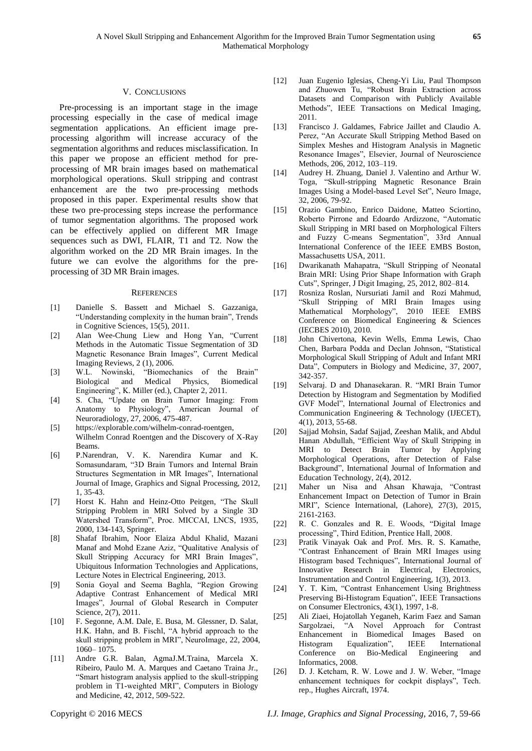## V. Conclusions

Pre-processing is an important stage in the image processing especially in the case of medical image segmentation applications. An efficient image pre-processing algorithm will increase accuracy of the segmentation algorithms and reduces misclassification. In this paper we propose an efficient method for pre-processing of MR brain images based on mathematical morphological operations. Skull stripping and contrast enhancement are the two pre-processing methods proposed in this paper. Experimental results show that these two pre-processing steps increase the performance of tumor segmentation algorithms. The proposed work can be effectively applied on different MR Image sequences such as DWI, FLAIR, T1 and T2. Now the algorithm worked on the 2D MR Brain images. In the future we can evolve the algorithms for the pre-processing of 3D MR Brain images.

## References

[1] Danielle S. Bassett and Michael S. Gazzaniga, "Understanding complexity in the human brain", Trends in Cognitive Sciences, 15(5), 2011.

[2] Alan Wee-Chung Liew and Hong Yan, "Current Methods in the Automatic Tissue Segmentation of 3D Magnetic Resonance Brain Images", Current Medical Imaging Reviews, 2 (1), 2006.

[3] W.L. Nowinski, "Biomechanics of the Brain" Biological and Medical Physics, Biomedical Engineering", K. Miller (ed.), Chapter 2, 2011.

[4] S. Cha, "Update on Brain Tumor Imaging: From Anatomy to Physiology", American Journal of Neuroradiology, 27, 2006, 475-487.

[5] https://explorable.com/wilhelm-conrad-roentgen, Wilhelm Conrad Roentgen and the Discovery of X-Ray Beams.

[6] P.Narendran, V. K. Narendira Kumar and K. Somasundaram, "3D Brain Tumors and Internal Brain Structures Segmentation in MR Images", International Journal of Image, Graphics and Signal Processing, 2012, 1, 35-43.

[7] Horst K. Hahn and Heinz-Otto Peitgen, "The Skull Stripping Problem in MRI Solved by a Single 3D Watershed Transform", Proc. MICCAI, LNCS, 1935, 2000, 134-143, Springer.

[8] Shafaf Ibrahim, Noor Elaiza Abdul Khalid, Mazani Manaf and Mohd Ezane Aziz, "Qualitative Analysis of Skull Stripping Accuracy for MRI Brain Images", Ubiquitous Information Technologies and Applications, Lecture Notes in Electrical Engineering, 2013.

[9] Sonia Goyal and Seema Baghla, "Region Growing Adaptive Contrast Enhancement of Medical MRI Images", Journal of Global Research in Computer Science, 2(7), 2011.

[10] F. Segonne, A.M. Dale, E. Busa, M. Glessner, D. Salat, H.K. Hahn, and B. Fischl, "A hybrid approach to the skull stripping problem in MRI", NeuroImage, 22, 2004, 1060– 1075.

[11] Andre G.R. Balan, AgmaJ.M.Traina, Marcela X. Ribeiro, Paulo M. A. Marques and Caetano Traina Jr., "Smart histogram analysis applied to the skull-stripping problem in T1-weighted MRI", Computers in Biology and Medicine, 42, 2012, 509-522.

[12] Juan Eugenio Iglesias, Cheng-Yi Liu, Paul Thompson and Zhuowen Tu, "Robust Brain Extraction across Datasets and Comparison with Publicly Available Methods", IEEE Transactions on Medical Imaging, 2011.

[13] Francisco J. Galdames, Fabrice Jaillet and Claudio A. Perez, "An Accurate Skull Stripping Method Based on Simplex Meshes and Histogram Analysis in Magnetic Resonance Images", Elsevier, Journal of Neuroscience Methods, 206, 2012, 103–119.

[14] Audrey H. Zhuang, Daniel J. Valentino and Arthur W. Toga, "Skull-stripping Magnetic Resonance Brain Images Using a Model-based Level Set", Neuro Image, 32, 2006, 79-92.

[15] Orazio Gambino, Enrico Daidone, Matteo Sciortino, Roberto Pirrone and Edoardo Ardizzone, "Automatic Skull Stripping in MRI based on Morphological Filters and Fuzzy C-means Segmentation", 33rd Annual International Conference of the IEEE EMBS Boston, Massachusetts USA, 2011.

[16] Dwarikanath Mahapatra, "Skull Stripping of Neonatal Brain MRI: Using Prior Shape Information with Graph Cuts", Springer, J Digit Imaging, 25, 2012, 802–814.

[17] Rosniza Roslan, Nursuriati Jamil and Rozi Mahmud, "Skull Stripping of MRI Brain Images using Mathematical Morphology", 2010 IEEE EMBS Conference on Biomedical Engineering & Sciences (IECBES 2010), 2010.

[18] John Chivertona, Kevin Wells, Emma Lewis, Chao Chen, Barbara Podda and Declan Johnson, "Statistical Morphological Skull Stripping of Adult and Infant MRI Data", Computers in Biology and Medicine, 37, 2007, 342-357.

[19] Selvaraj. D and Dhanasekaran. R. "MRI Brain Tumor Detection by Histogram and Segmentation by Modified GVF Model", International Journal of Electronics and Communication Engineering & Technology (IJECET), 4(1), 2013, 55-68.

[20] Sajjad Mohsin, Sadaf Sajjad, Zeeshan Malik, and Abdul Hanan Abdullah, "Efficient Way of Skull Stripping in MRI to Detect Brain Tumor by Applying Morphological Operations, after Detection of False Background", International Journal of Information and Education Technology, 2(4), 2012.

[21] Maher un Nisa and Ahsan Khawaja, "Contrast Enhancement Impact on Detection of Tumor in Brain MRI", Science International, (Lahore), 27(3), 2015, 2161-2163.

[22] R. C. Gonzales and R. E. Woods, "Digital Image processing", Third Edition, Prentice Hall, 2008.

[23] Pratik Vinayak Oak and Prof. Mrs. R. S. Kamathe, "Contrast Enhancement of Brain MRI Images using Histogram based Techniques", International Journal of Innovative Research in Electrical, Electronics, Instrumentation and Control Engineering, 1(3), 2013.

[24] Y. T. Kim, "Contrast Enhancement Using Brightness Preserving Bi-Histogram Equation", IEEE Transactions on Consumer Electronics, 43(1), 1997, 1-8.

[25] Ali Ziaei, Hojatollah Yeganeh, Karim Faez and Saman Sargolzaei, "A Novel Approach for Contrast Enhancement in Biomedical Images Based on Histogram Equalization", IEEE International Conference on Bio-Medical Engineering and Informatics, 2008.

[26] D. J. Ketcham, R. W. Lowe and J. W. Weber, "Image enhancement techniques for cockpit displays", Tech. rep., Hughes Aircraft, 1974.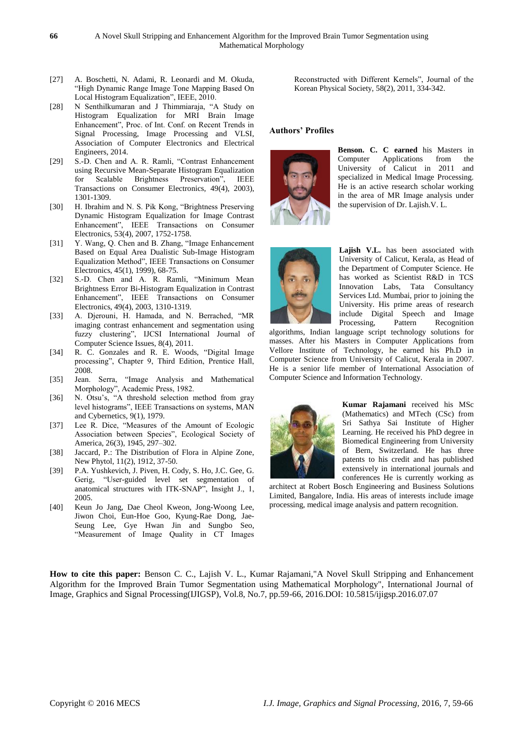[27] A. Boschetti, N. Adami, R. Leonardi and M. Okuda, "High Dynamic Range Image Tone Mapping Based On Local Histogram Equalization", IEEE, 2010.

[28] N Senthilkumaran and J Thimmiaraja, "A Study on Histogram Equalization for MRI Brain Image Enhancement", Proc. of Int. Conf. on Recent Trends in Signal Processing, Image Processing and VLSI, Association of Computer Electronics and Electrical Engineers, 2014.

[29] S.-D. Chen and A. R. Ramli, "Contrast Enhancement using Recursive Mean-Separate Histogram Equalization for Scalable Brightness Preservation", IEEE Transactions on Consumer Electronics, 49(4), 2003), 1301-1309.

[30] H. Ibrahim and N. S. Pik Kong, "Brightness Preserving Dynamic Histogram Equalization for Image Contrast Enhancement", IEEE Transactions on Consumer Electronics, 53(4), 2007, 1752-1758.

[31] Y. Wang, Q. Chen and B. Zhang, "Image Enhancement Based on Equal Area Dualistic Sub-Image Histogram Equalization Method", IEEE Transactions on Consumer Electronics, 45(1), 1999), 68-75.

[32] S.-D. Chen and A. R. Ramli, "Minimum Mean Brightness Error Bi-Histogram Equalization in Contrast Enhancement", IEEE Transactions on Consumer Electronics, 49(4), 2003, 1310-1319.

[33] A. Djerouni, H. Hamada, and N. Berrached, "MR imaging contrast enhancement and segmentation using fuzzy clustering", IJCSI International Journal of Computer Science Issues, 8(4), 2011.

[34] R. C. Gonzales and R. E. Woods, "Digital Image processing", Chapter 9, Third Edition, Prentice Hall, 2008.

[35] Jean. Serra, "Image Analysis and Mathematical Morphology", Academic Press, 1982.

[36] N. Otsu's, "A threshold selection method from gray level histograms", IEEE Transactions on systems, MAN and Cybernetics, 9(1), 1979.

[37] Lee R. Dice, "Measures of the Amount of Ecologic Association between Species", Ecological Society of America, 26(3), 1945, 297–302.

[38] Jaccard, P.: The Distribution of Flora in Alpine Zone, New Phytol, 11(2), 1912, 37-50.

[39] P.A. Yushkevich, J. Piven, H. Cody, S. Ho, J.C. Gee, G. Gerig, "User-guided level set segmentation of anatomical structures with ITK-SNAP", Insight J., 1, 2005.

[40] Keun Jo Jang, Dae Cheol Kweon, Jong-Woong Lee, Jiwon Choi, Eun-Hoe Goo, Kyung-Rae Dong, Jae-Seung Lee, Gye Hwan Jin and Sungbo Seo, "Measurement of Image Quality in CT Images Reconstructed with Different Kernels", Journal of the Korean Physical Society, 58(2), 2011, 334-342.

## Authors' Profiles

**Benson. C. C earned** his Masters in Computer Applications from the University of Calicut in 2011 and specialized in Medical Image Processing. He is an active research scholar working in the area of MR Image analysis under the supervision of Dr. Lajish.V. L.

**Lajish V.L.** has been associated with University of Calicut, Kerala, as Head of the Department of Computer Science. He has worked as Scientist R&D in TCS Innovation Labs, Tata Consultancy Services Ltd. Mumbai, prior to joining the University. His prime areas of research include Digital Speech and Image Processing, Pattern Recognition algorithms, Indian language script technology solutions for masses. After his Masters in Computer Applications from Vellore Institute of Technology, he earned his Ph.D in Computer Science from University of Calicut, Kerala in 2007. He is a senior life member of International Association of Computer Science and Information Technology.

**Kumar Rajamani** received his MSc (Mathematics) and MTech (CSc) from Sri Sathya Sai Institute of Higher Learning. He received his PhD degree in Biomedical Engineering from University of Bern, Switzerland. He has three patents to his credit and has published extensively in international journals and conferences He is currently working as architect at Robert Bosch Engineering and Business Solutions Limited, Bangalore, India. His areas of interests include image processing, medical image analysis and pattern recognition.

**How to cite this paper:** Benson C. C., Lajish V. L., Kumar Rajamani,"A Novel Skull Stripping and Enhancement Algorithm for the Improved Brain Tumor Segmentation using Mathematical Morphology", International Journal of Image, Graphics and Signal Processing(IJIGSP), Vol.8, No.7, pp.59-66, 2016.DOI: 10.5815/ijigsp.2016.07.07